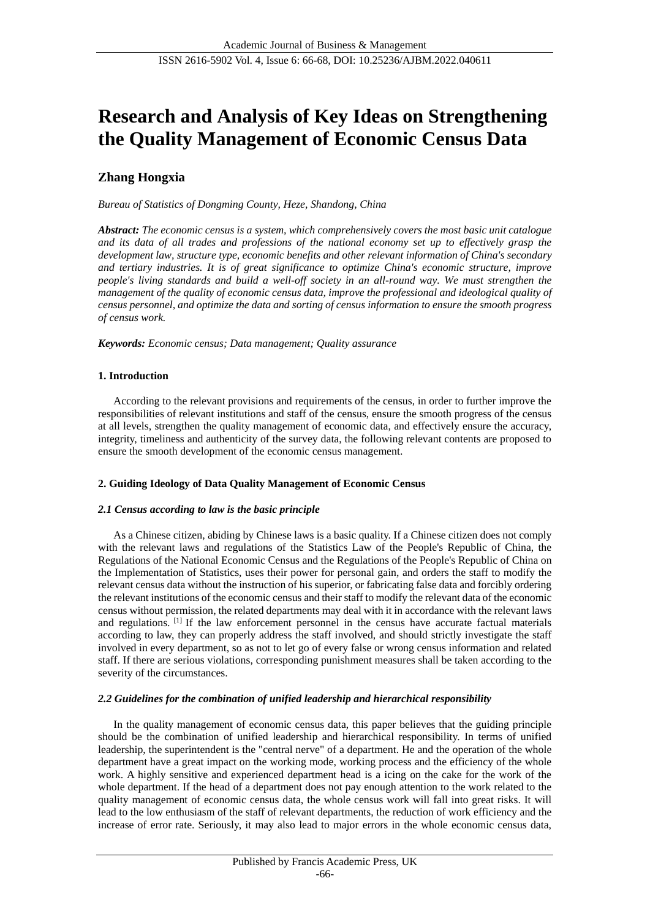# Research and Analysis of Key Ideas on Strengthening the Quality Management of Economic Census Data

## Zhang Hongxia

*Bureau of Statistics of Dongming County, Heze, Shandong, China*

***Abstract:*** *The economic census is a system, which comprehensively covers the most basic unit catalogue and its data of all trades and professions of the national economy set up to effectively grasp the development law, structure type, economic benefits and other relevant information of China's secondary and tertiary industries. It is of great significance to optimize China's economic structure, improve people's living standards and build a well-off society in an all-round way. We must strengthen the management of the quality of economic census data, improve the professional and ideological quality of census personnel, and optimize the data and sorting of census information to ensure the smooth progress of census work.*

***Keywords:*** *Economic census; Data management; Quality assurance*

### 1. Introduction

According to the relevant provisions and requirements of the census, in order to further improve the responsibilities of relevant institutions and staff of the census, ensure the smooth progress of the census at all levels, strengthen the quality management of economic data, and effectively ensure the accuracy, integrity, timeliness and authenticity of the survey data, the following relevant contents are proposed to ensure the smooth development of the economic census management.

### 2. Guiding Ideology of Data Quality Management of Economic Census

#### *2.1 Census according to law is the basic principle*

As a Chinese citizen, abiding by Chinese laws is a basic quality. If a Chinese citizen does not comply with the relevant laws and regulations of the Statistics Law of the People's Republic of China, the Regulations of the National Economic Census and the Regulations of the People's Republic of China on the Implementation of Statistics, uses their power for personal gain, and orders the staff to modify the relevant census data without the instruction of his superior, or fabricating false data and forcibly ordering the relevant institutions of the economic census and their staff to modify the relevant data of the economic census without permission, the related departments may deal with it in accordance with the relevant laws and regulations. [1] If the law enforcement personnel in the census have accurate factual materials according to law, they can properly address the staff involved, and should strictly investigate the staff involved in every department, so as not to let go of every false or wrong census information and related staff. If there are serious violations, corresponding punishment measures shall be taken according to the severity of the circumstances.

#### *2.2 Guidelines for the combination of unified leadership and hierarchical responsibility*

In the quality management of economic census data, this paper believes that the guiding principle should be the combination of unified leadership and hierarchical responsibility. In terms of unified leadership, the superintendent is the "central nerve" of a department. He and the operation of the whole department have a great impact on the working mode, working process and the efficiency of the whole work. A highly sensitive and experienced department head is a icing on the cake for the work of the whole department. If the head of a department does not pay enough attention to the work related to the quality management of economic census data, the whole census work will fall into great risks. It will lead to the low enthusiasm of the staff of relevant departments, the reduction of work efficiency and the increase of error rate. Seriously, it may also lead to major errors in the whole economic census data,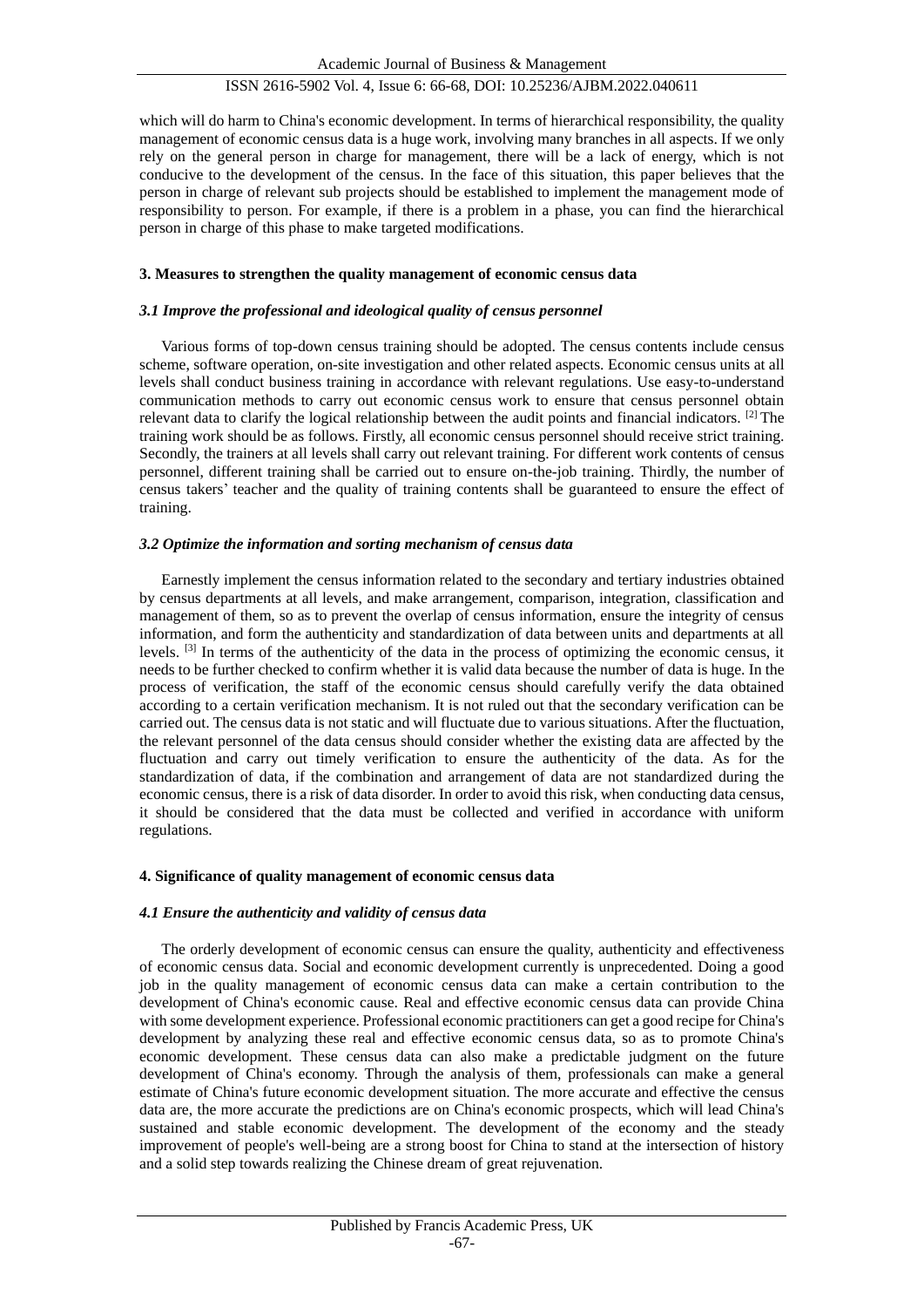which will do harm to China's economic development. In terms of hierarchical responsibility, the quality management of economic census data is a huge work, involving many branches in all aspects. If we only rely on the general person in charge for management, there will be a lack of energy, which is not conducive to the development of the census. In the face of this situation, this paper believes that the person in charge of relevant sub projects should be established to implement the management mode of responsibility to person. For example, if there is a problem in a phase, you can find the hierarchical person in charge of this phase to make targeted modifications.

## 3. Measures to strengthen the quality management of economic census data

### *3.1 Improve the professional and ideological quality of census personnel*

Various forms of top-down census training should be adopted. The census contents include census scheme, software operation, on-site investigation and other related aspects. Economic census units at all levels shall conduct business training in accordance with relevant regulations. Use easy-to-understand communication methods to carry out economic census work to ensure that census personnel obtain relevant data to clarify the logical relationship between the audit points and financial indicators. [2] The training work should be as follows. Firstly, all economic census personnel should receive strict training. Secondly, the trainers at all levels shall carry out relevant training. For different work contents of census personnel, different training shall be carried out to ensure on-the-job training. Thirdly, the number of census takers' teacher and the quality of training contents shall be guaranteed to ensure the effect of training.

### *3.2 Optimize the information and sorting mechanism of census data*

Earnestly implement the census information related to the secondary and tertiary industries obtained by census departments at all levels, and make arrangement, comparison, integration, classification and management of them, so as to prevent the overlap of census information, ensure the integrity of census information, and form the authenticity and standardization of data between units and departments at all levels. [3] In terms of the authenticity of the data in the process of optimizing the economic census, it needs to be further checked to confirm whether it is valid data because the number of data is huge. In the process of verification, the staff of the economic census should carefully verify the data obtained according to a certain verification mechanism. It is not ruled out that the secondary verification can be carried out. The census data is not static and will fluctuate due to various situations. After the fluctuation, the relevant personnel of the data census should consider whether the existing data are affected by the fluctuation and carry out timely verification to ensure the authenticity of the data. As for the standardization of data, if the combination and arrangement of data are not standardized during the economic census, there is a risk of data disorder. In order to avoid this risk, when conducting data census, it should be considered that the data must be collected and verified in accordance with uniform regulations.

## 4. Significance of quality management of economic census data

### *4.1 Ensure the authenticity and validity of census data*

The orderly development of economic census can ensure the quality, authenticity and effectiveness of economic census data. Social and economic development currently is unprecedented. Doing a good job in the quality management of economic census data can make a certain contribution to the development of China's economic cause. Real and effective economic census data can provide China with some development experience. Professional economic practitioners can get a good recipe for China's development by analyzing these real and effective economic census data, so as to promote China's economic development. These census data can also make a predictable judgment on the future development of China's economy. Through the analysis of them, professionals can make a general estimate of China's future economic development situation. The more accurate and effective the census data are, the more accurate the predictions are on China's economic prospects, which will lead China's sustained and stable economic development. The development of the economy and the steady improvement of people's well-being are a strong boost for China to stand at the intersection of history and a solid step towards realizing the Chinese dream of great rejuvenation.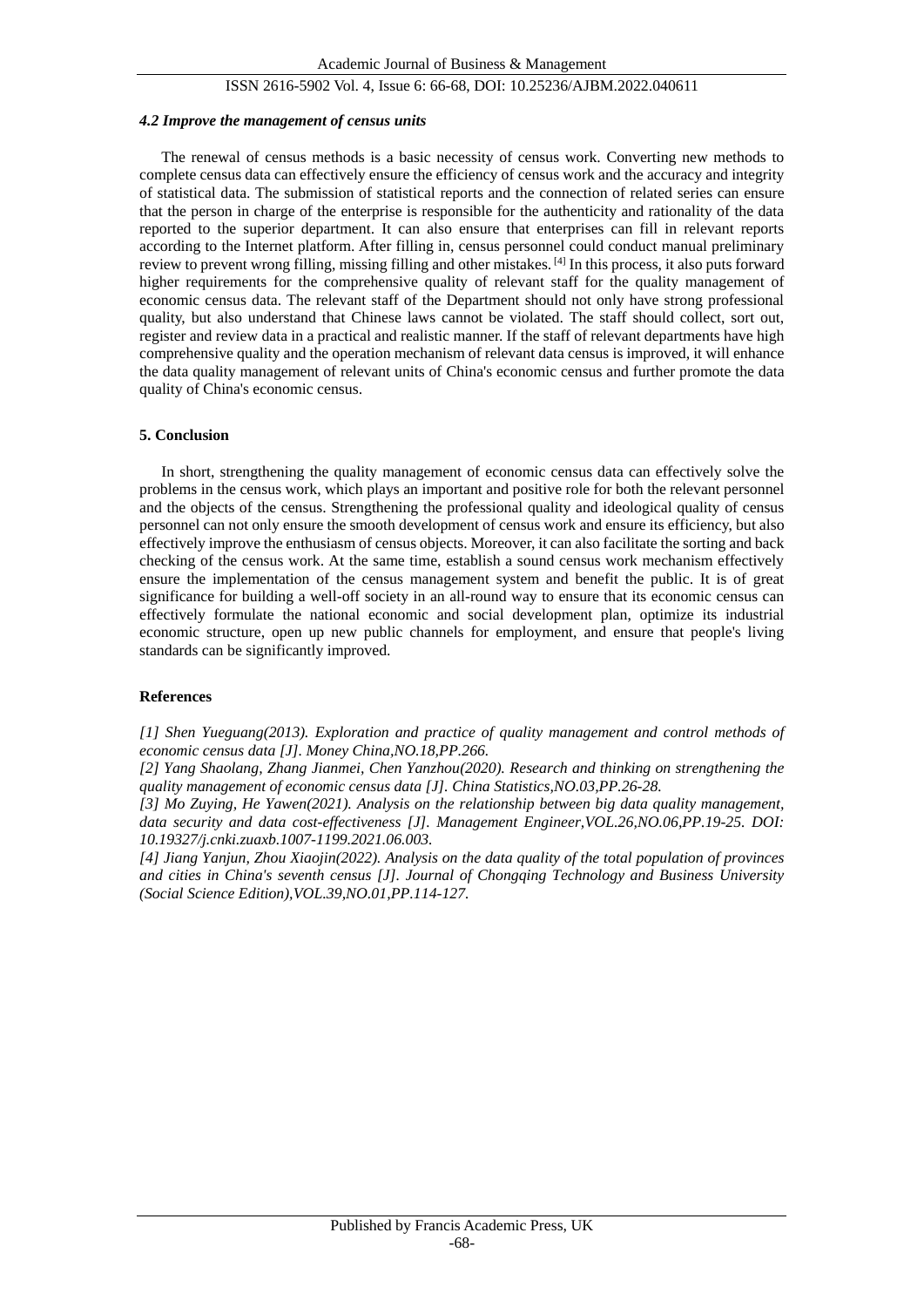### *4.2 Improve the management of census units*

The renewal of census methods is a basic necessity of census work. Converting new methods to complete census data can effectively ensure the efficiency of census work and the accuracy and integrity of statistical data. The submission of statistical reports and the connection of related series can ensure that the person in charge of the enterprise is responsible for the authenticity and rationality of the data reported to the superior department. It can also ensure that enterprises can fill in relevant reports according to the Internet platform. After filling in, census personnel could conduct manual preliminary review to prevent wrong filling, missing filling and other mistakes. [4] In this process, it also puts forward higher requirements for the comprehensive quality of relevant staff for the quality management of economic census data. The relevant staff of the Department should not only have strong professional quality, but also understand that Chinese laws cannot be violated. The staff should collect, sort out, register and review data in a practical and realistic manner. If the staff of relevant departments have high comprehensive quality and the operation mechanism of relevant data census is improved, it will enhance the data quality management of relevant units of China's economic census and further promote the data quality of China's economic census.

## 5. Conclusion

In short, strengthening the quality management of economic census data can effectively solve the problems in the census work, which plays an important and positive role for both the relevant personnel and the objects of the census. Strengthening the professional quality and ideological quality of census personnel can not only ensure the smooth development of census work and ensure its efficiency, but also effectively improve the enthusiasm of census objects. Moreover, it can also facilitate the sorting and back checking of the census work. At the same time, establish a sound census work mechanism effectively ensure the implementation of the census management system and benefit the public. It is of great significance for building a well-off society in an all-round way to ensure that its economic census can effectively formulate the national economic and social development plan, optimize its industrial economic structure, open up new public channels for employment, and ensure that people's living standards can be significantly improved.

## References

*[1] Shen Yueguang(2013). Exploration and practice of quality management and control methods of economic census data [J]. Money China,NO.18,PP.266.*

*[2] Yang Shaolang, Zhang Jianmei, Chen Yanzhou(2020). Research and thinking on strengthening the quality management of economic census data [J]. China Statistics,NO.03,PP.26-28.*

*[3] Mo Zuying, He Yawen(2021). Analysis on the relationship between big data quality management, data security and data cost-effectiveness [J]. Management Engineer,VOL.26,NO.06,PP.19-25. DOI: 10.19327/j.cnki.zuaxb.1007-1199.2021.06.003.*

*[4] Jiang Yanjun, Zhou Xiaojin(2022). Analysis on the data quality of the total population of provinces and cities in China's seventh census [J]. Journal of Chongqing Technology and Business University (Social Science Edition),VOL.39,NO.01,PP.114-127.*